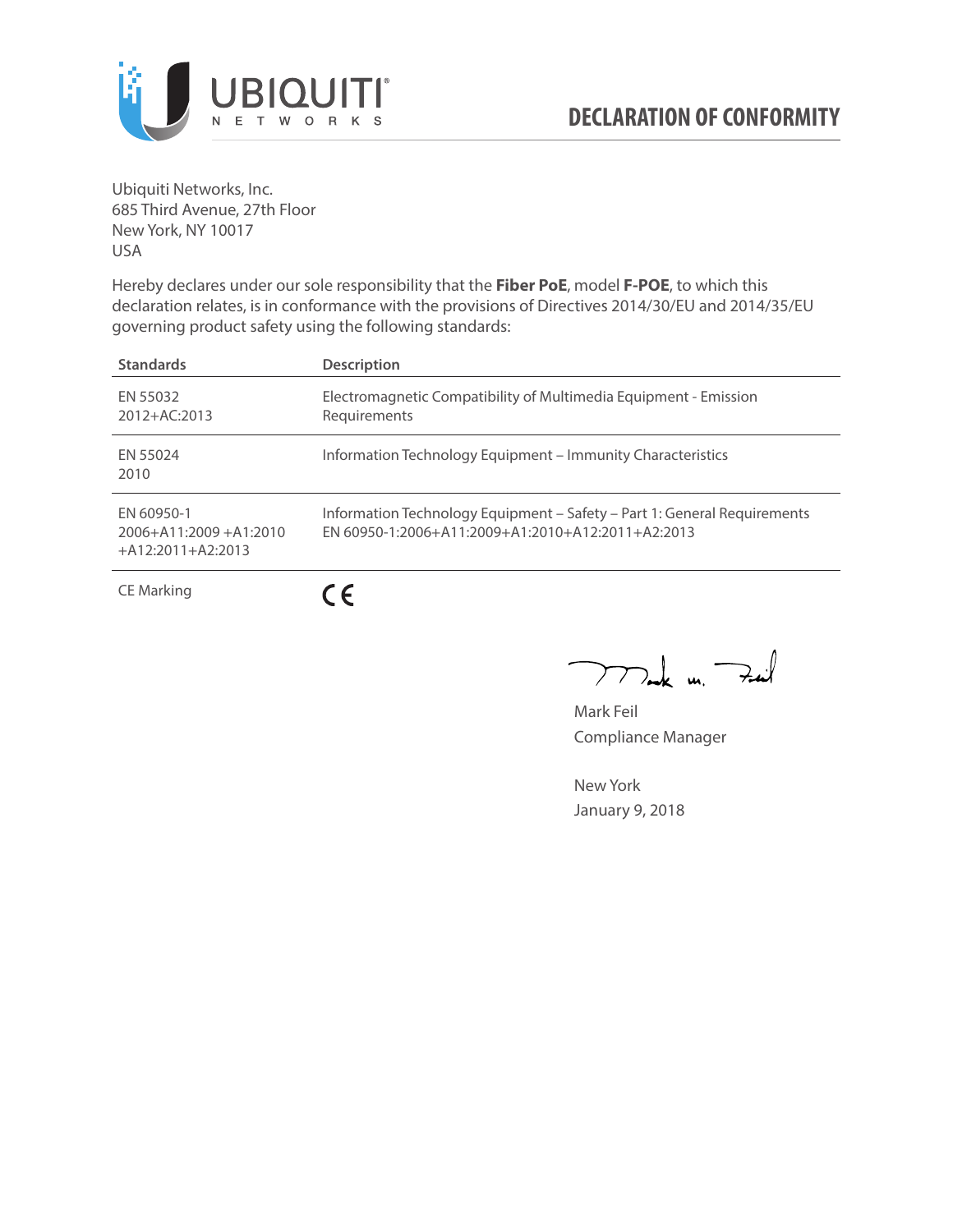# DECLARATION OF CONFORMITY

Ubiquiti Networks, Inc.
685 Third Avenue, 27th Floor
New York, NY 10017
USA

Hereby declares under our sole responsibility that the **Fiber PoE**, model **F-POE**, to which this declaration relates, is in conformance with the provisions of Directives 2014/30/EU and 2014/35/EU governing product safety using the following standards:

| Standards | Description |
| --- | --- |
| EN 55032 2012+AC:2013 | Electromagnetic Compatibility of Multimedia Equipment - Emission Requirements |
| EN 55024 2010 | Information Technology Equipment – Immunity Characteristics |
| EN 60950-1 2006+A11:2009 +A1:2010 +A12:2011+A2:2013 | Information Technology Equipment – Safety – Part 1: General Requirements EN 60950-1:2006+A11:2009+A1:2010+A12:2011+A2:2013 |
| CE Marking | CE |

Mark Feil
Compliance Manager

New York
January 9, 2018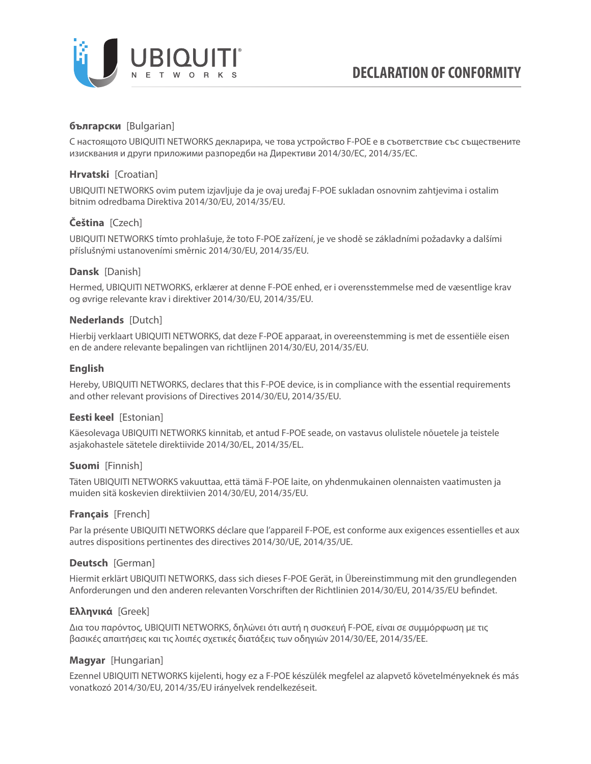# DECLARATION OF CONFORMITY

**български** [Bulgarian]

С настоящото UBIQUITI NETWORKS декларира, че това устройство F-POE е в съответствие със съществените изисквания и други приложими разпоредби на Директиви 2014/30/ЕС, 2014/35/ЕС.

**Hrvatski** [Croatian]

UBIQUITI NETWORKS ovim putem izjavljuje da je ovaj uređaj F-POE sukladan osnovnim zahtjevima i ostalim bitnim odredbama Direktiva 2014/30/EU, 2014/35/EU.

**Čeština** [Czech]

UBIQUITI NETWORKS tímto prohlašuje, že toto F-POE zařízení, je ve shodě se základními požadavky a dalšími příslušnými ustanoveními směrnic 2014/30/EU, 2014/35/EU.

**Dansk** [Danish]

Hermed, UBIQUITI NETWORKS, erklærer at denne F-POE enhed, er i overensstemmelse med de væsentlige krav og øvrige relevante krav i direktiver 2014/30/EU, 2014/35/EU.

**Nederlands** [Dutch]

Hierbij verklaart UBIQUITI NETWORKS, dat deze F-POE apparaat, in overeenstemming is met de essentiële eisen en de andere relevante bepalingen van richtlijnen 2014/30/EU, 2014/35/EU.

**English**

Hereby, UBIQUITI NETWORKS, declares that this F-POE device, is in compliance with the essential requirements and other relevant provisions of Directives 2014/30/EU, 2014/35/EU.

**Eesti keel** [Estonian]

Käesolevaga UBIQUITI NETWORKS kinnitab, et antud F-POE seade, on vastavus olulistele nõuetele ja teistele asjakohastele sätetele direktiivide 2014/30/EL, 2014/35/EL.

**Suomi** [Finnish]

Täten UBIQUITI NETWORKS vakuuttaa, että tämä F-POE laite, on yhdenmukainen olennaisten vaatimusten ja muiden sitä koskevien direktiivien 2014/30/EU, 2014/35/EU.

**Français** [French]

Par la présente UBIQUITI NETWORKS déclare que l'appareil F-POE, est conforme aux exigences essentielles et aux autres dispositions pertinentes des directives 2014/30/UE, 2014/35/UE.

**Deutsch** [German]

Hiermit erklärt UBIQUITI NETWORKS, dass sich dieses F-POE Gerät, in Übereinstimmung mit den grundlegenden Anforderungen und den anderen relevanten Vorschriften der Richtlinien 2014/30/EU, 2014/35/EU befindet.

**Ελληνικά** [Greek]

Δια του παρόντος, UBIQUITI NETWORKS, δηλώνει ότι αυτή η συσκευή F-POE, είναι σε συμμόρφωση με τις βασικές απαιτήσεις και τις λοιπές σχετικές διατάξεις των οδηγιών 2014/30/EE, 2014/35/EE.

**Magyar** [Hungarian]

Ezennel UBIQUITI NETWORKS kijelenti, hogy ez a F-POE készülék megfelel az alapvető követelményeknek és más vonatkozó 2014/30/EU, 2014/35/EU irányelvek rendelkezéseit.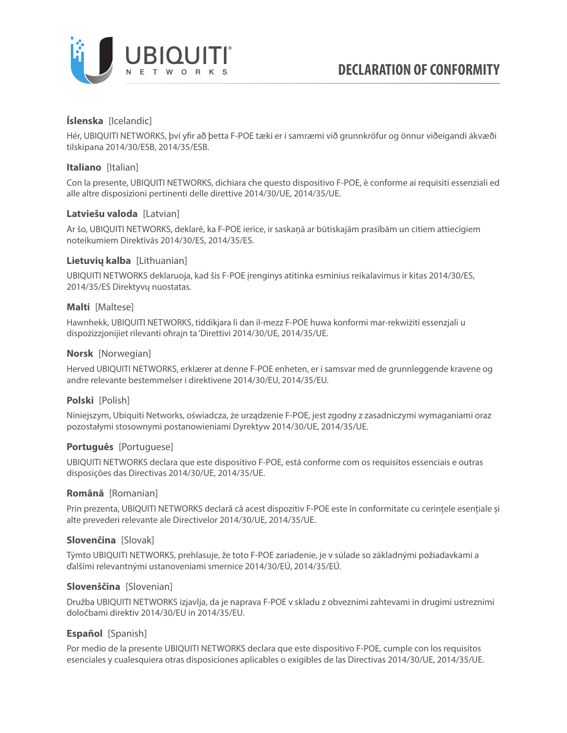# DECLARATION OF CONFORMITY

**Íslenska** [Icelandic]

Hér, UBIQUITI NETWORKS, því yfir að þetta F-POE tæki er í samræmi við grunnkröfur og önnur viðeigandi ákvæði tilskipana 2014/30/ESB, 2014/35/ESB.

**Italiano** [Italian]

Con la presente, UBIQUITI NETWORKS, dichiara che questo dispositivo F-POE, è conforme ai requisiti essenziali ed alle altre disposizioni pertinenti delle direttive 2014/30/UE, 2014/35/UE.

**Latviešu valoda** [Latvian]

Ar šo, UBIQUITI NETWORKS, deklarē, ka F-POE ierīce, ir saskaņā ar būtiskajām prasībām un citiem attiecīgiem noteikumiem Direktīvās 2014/30/ES, 2014/35/ES.

**Lietuvių kalba** [Lithuanian]

UBIQUITI NETWORKS deklaruoja, kad šis F-POE įrenginys atitinka esminius reikalavimus ir kitas 2014/30/ES, 2014/35/ES Direktyvų nuostatas.

**Malti** [Maltese]

Hawnhekk, UBIQUITI NETWORKS, tiddikjara li dan il-mezz F-POE huwa konformi mar-rekwiżiti essenzjali u dispożizzjonijiet rilevanti oħrajn ta 'Direttivi 2014/30/UE, 2014/35/UE.

**Norsk** [Norwegian]

Herved UBIQUITI NETWORKS, erklærer at denne F-POE enheten, er i samsvar med de grunnleggende kravene og andre relevante bestemmelser i direktivene 2014/30/EU, 2014/35/EU.

**Polski** [Polish]

Niniejszym, Ubiquiti Networks, oświadcza, że urządzenie F-POE, jest zgodny z zasadniczymi wymaganiami oraz pozostałymi stosownymi postanowieniami Dyrektyw 2014/30/UE, 2014/35/UE.

**Português** [Portuguese]

UBIQUITI NETWORKS declara que este dispositivo F-POE, está conforme com os requisitos essenciais e outras disposições das Directivas 2014/30/UE, 2014/35/UE.

**Română** [Romanian]

Prin prezenta, UBIQUITI NETWORKS declară că acest dispozitiv F-POE este în conformitate cu cerințele esențiale și alte prevederi relevante ale Directivelor 2014/30/UE, 2014/35/UE.

**Slovenčina** [Slovak]

Týmto UBIQUITI NETWORKS, prehlasuje, že toto F-POE zariadenie, je v súlade so základnými požiadavkami a ďalšími relevantnými ustanoveniami smernice 2014/30/EÚ, 2014/35/EÚ.

**Slovenščina** [Slovenian]

Družba UBIQUITI NETWORKS izjavlja, da je naprava F-POE v skladu z obveznimi zahtevami in drugimi ustreznimi določbami direktiv 2014/30/EU in 2014/35/EU.

**Español** [Spanish]

Por medio de la presente UBIQUITI NETWORKS declara que este dispositivo F-POE, cumple con los requisitos esenciales y cualesquiera otras disposiciones aplicables o exigibles de las Directivas 2014/30/UE, 2014/35/UE.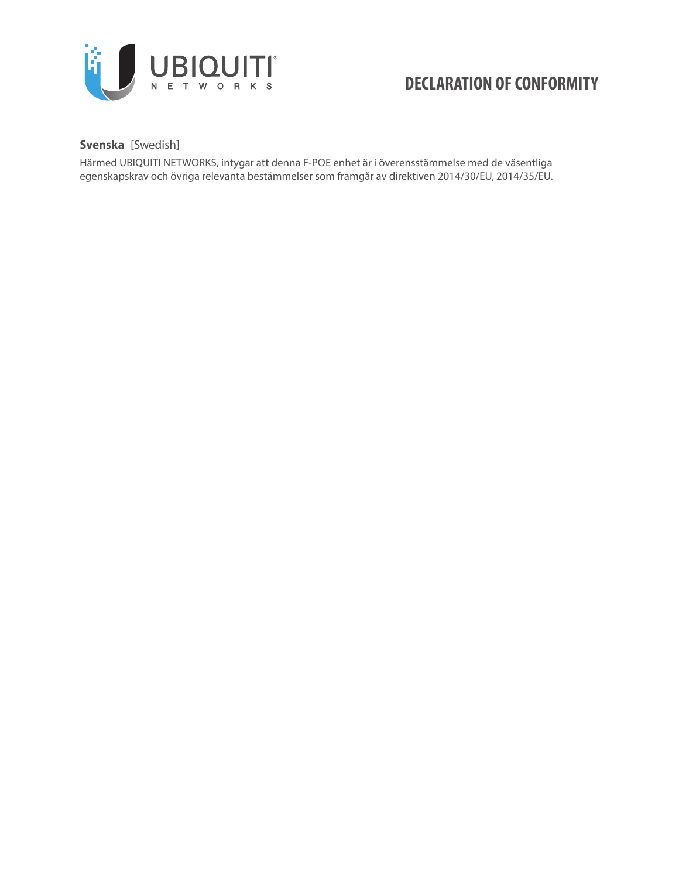**Svenska** [Swedish]

Härmed UBIQUITI NETWORKS, intygar att denna F-POE enhet är i överensstämmelse med de väsentliga egenskapskrav och övriga relevanta bestämmelser som framgår av direktiven 2014/30/EU, 2014/35/EU.